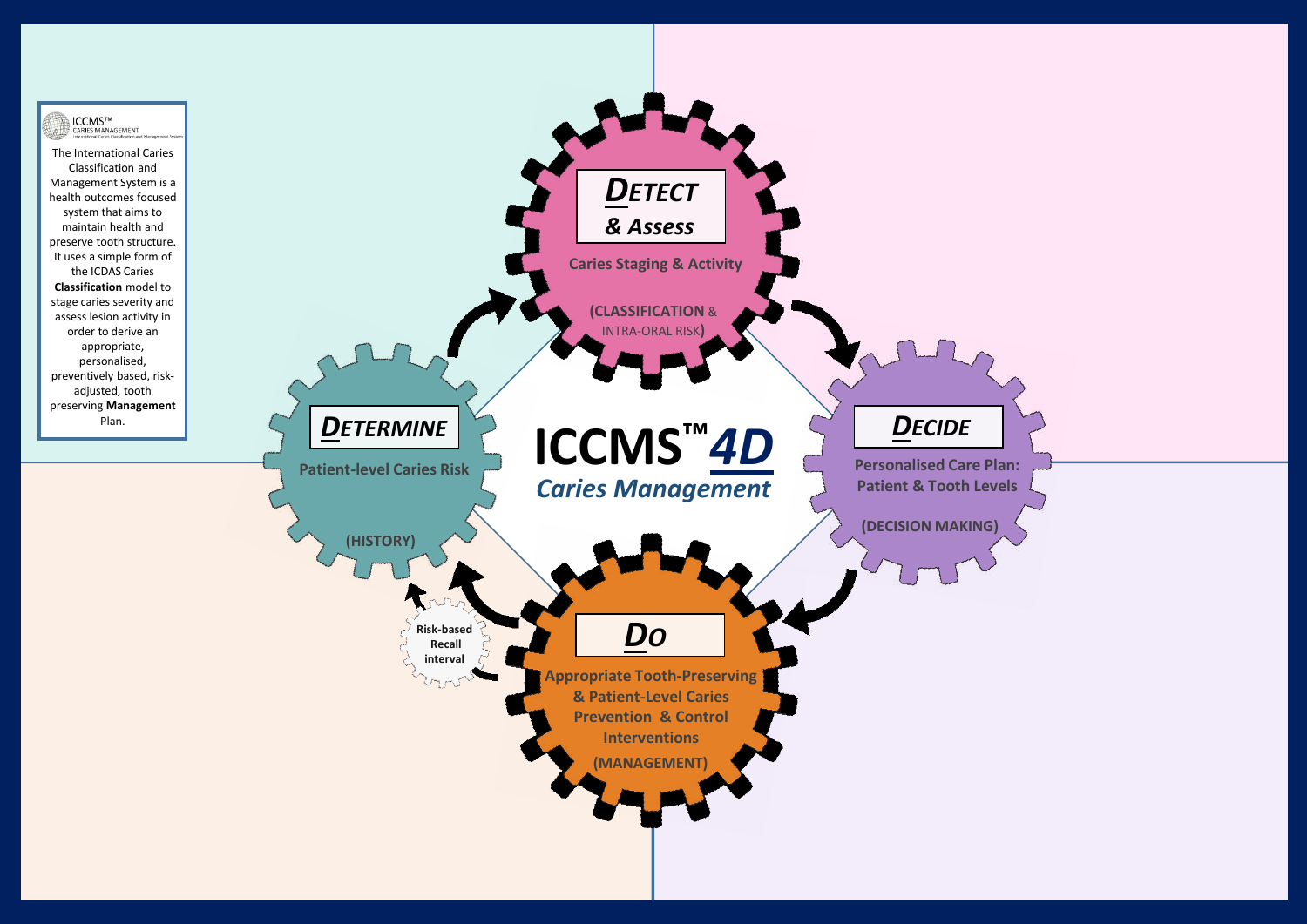ICCMS™ CARIES MANAGEMENT
International Caries Classification and Management System

The International Caries Classification and Management System is a health outcomes focused system that aims to maintain health and preserve tooth structure. It uses a simple form of the ICDAS Caries **Classification** model to stage caries severity and assess lesion activity in order to derive an appropriate, personalised, preventively based, risk-adjusted, tooth preserving **Management** Plan.

# ICCMS™ 4D

## *Caries Management*

### ***DETECT & Assess***

**Caries Staging & Activity**

**(CLASSIFICATION** & INTRA-ORAL RISK**)**

### ***DECIDE***

**Personalised Care Plan: Patient & Tooth Levels**

**(DECISION MAKING)**

### ***DO***

**Appropriate Tooth-Preserving & Patient-Level Caries Prevention & Control Interventions**

**(MANAGEMENT)**

**Risk-based Recall interval**

### ***DETERMINE***

**Patient-level Caries Risk**

**(HISTORY)**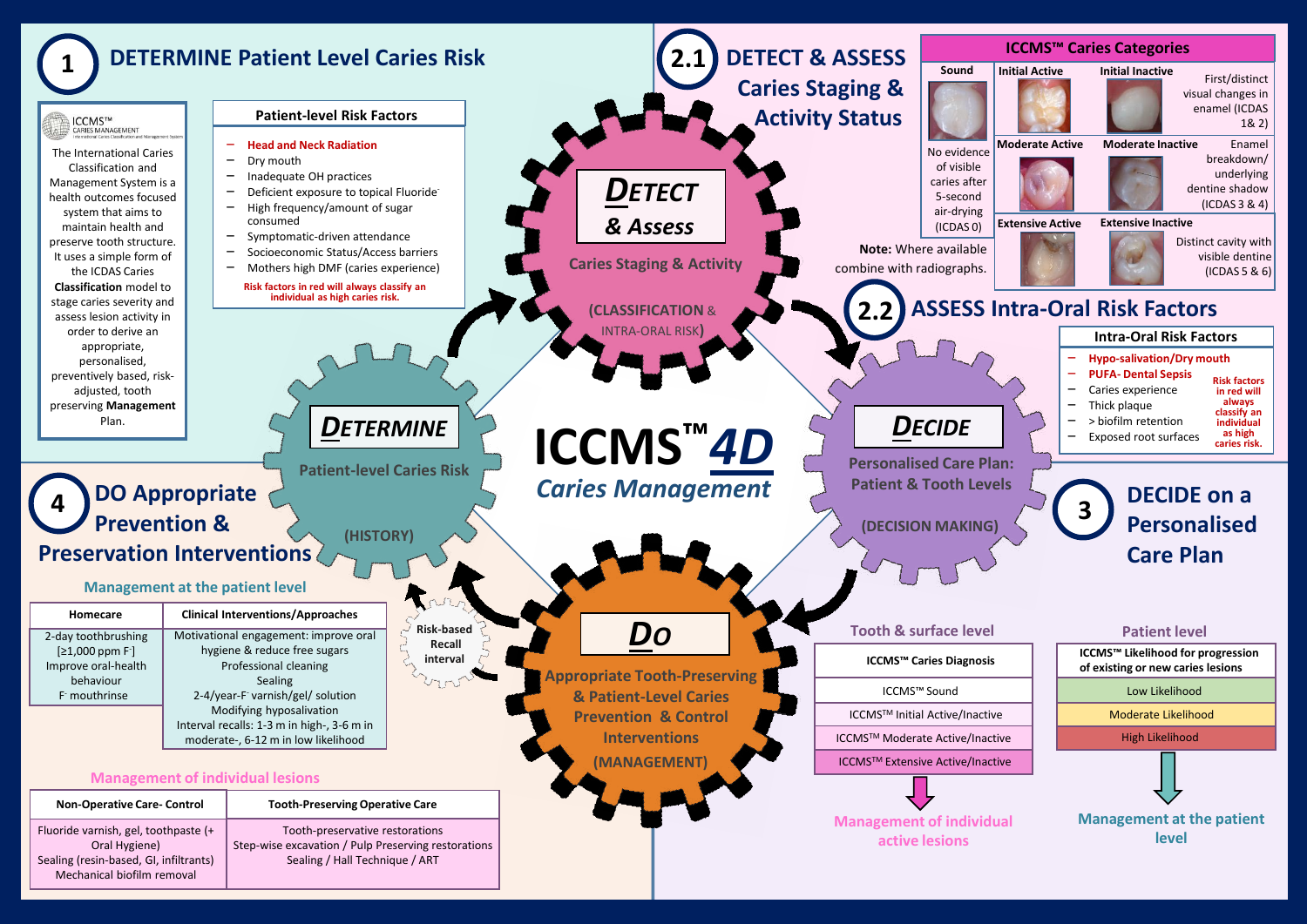# ICCMS™ 4D Caries Management

## 1 DETERMINE Patient Level Caries Risk

ICCMS™ CARIES MANAGEMENT
International Caries Classification and Management System

The International Caries Classification and Management System is a health outcomes focused system that aims to maintain health and preserve tooth structure. It uses a simple form of the ICDAS Caries **Classification** model to stage caries severity and assess lesion activity in order to derive an appropriate, personalised, preventively based, risk-adjusted, tooth preserving **Management** Plan.

**Patient-level Risk Factors**

- **Head and Neck Radiation**
- Dry mouth
- Inadequate OH practices
- Deficient exposure to topical Fluoride
- High frequency/amount of sugar consumed
- Symptomatic-driven attendance
- Socioeconomic Status/Access barriers
- Mothers high DMF (caries experience)

**Risk factors in red will always classify an individual as high caries risk.**

## 2.1 DETECT & ASSESS Caries Staging & Activity Status

**ICCMS™ Caries Categories**

- **Sound** — No evidence of visible caries after 5-second air-drying (ICDAS 0)
- **Initial Active** / **Initial Inactive** — First/distinct visual changes in enamel (ICDAS 1& 2)
- **Moderate Active** / **Moderate Inactive** — Enamel breakdown/ underlying dentine shadow (ICDAS 3 & 4)
- **Extensive Active** / **Extensive Inactive** — Distinct cavity with visible dentine (ICDAS 5 & 6)

**Note:** Where available combine with radiographs.

## 2.2 ASSESS Intra-Oral Risk Factors

**Intra-Oral Risk Factors**

- **Hypo-salivation/Dry mouth**
- **PUFA- Dental Sepsis**
- Caries experience
- Thick plaque
- > biofilm retention
- Exposed root surfaces

**Risk factors in red will always classify an individual as high caries risk.**

## DETERMINE
Patient-level Caries Risk
(HISTORY)

## DETECT & Assess
Caries Staging & Activity
(CLASSIFICATION & INTRA-ORAL RISK)

## DECIDE
Personalised Care Plan: Patient & Tooth Levels
(DECISION MAKING)

## DO
Appropriate Tooth-Preserving & Patient-Level Caries Prevention & Control Interventions
(MANAGEMENT)

Risk-based Recall interval

## 3 DECIDE on a Personalised Care Plan

**Tooth & surface level**

| ICCMS™ Caries Diagnosis |
|---|
| ICCMS™ Sound |
| ICCMS™ Initial Active/Inactive |
| ICCMS™ Moderate Active/Inactive |
| ICCMS™ Extensive Active/Inactive |

Management of individual active lesions

**Patient level**

| ICCMS™ Likelihood for progression of existing or new caries lesions |
|---|
| Low Likelihood |
| Moderate Likelihood |
| High Likelihood |

Management at the patient level

## 4 DO Appropriate Prevention & Preservation Interventions

**Management at the patient level**

| Homecare | Clinical Interventions/Approaches |
|---|---|
| 2-day toothbrushing [≥1,000 ppm F⁻] Improve oral-health behaviour F⁻ mouthrinse | Motivational engagement: improve oral hygiene & reduce free sugars Professional cleaning Sealing 2-4/year-F⁻ varnish/gel/ solution Modifying hyposalivation Interval recalls: 1-3 m in high-, 3-6 m in moderate-, 6-12 m in low likelihood |

**Management of individual lesions**

| Non-Operative Care- Control | Tooth-Preserving Operative Care |
|---|---|
| Fluoride varnish, gel, toothpaste (+ Oral Hygiene) Sealing (resin-based, GI, infiltrants) Mechanical biofilm removal | Tooth-preservative restorations Step-wise excavation / Pulp Preserving restorations Sealing / Hall Technique / ART |